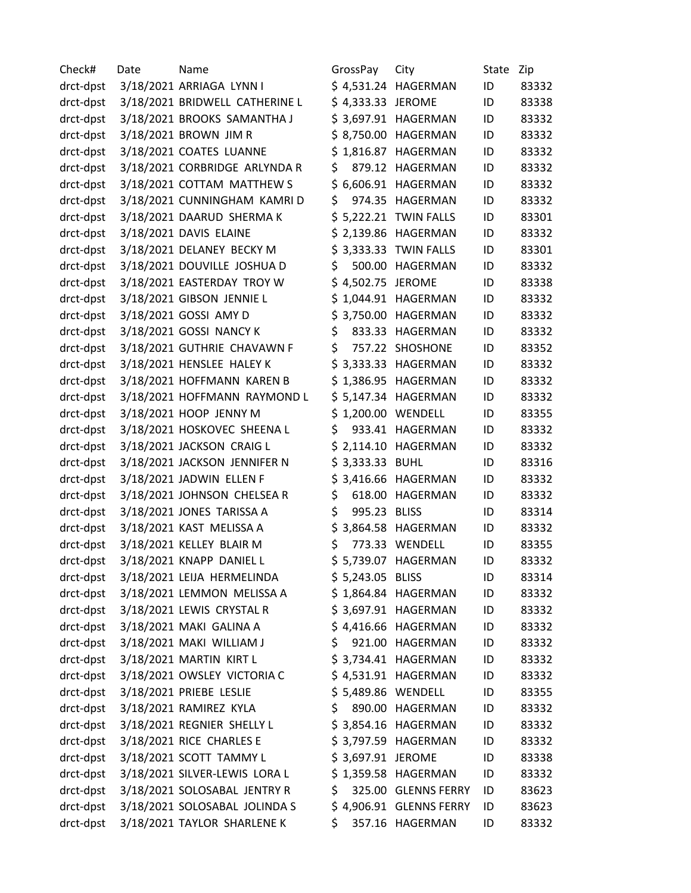| Check# | Date | Name | GrossPay | City | State | Zip |
|---|---|---|---|---|---|---|
| drct-dpst | 3/18/2021 | ARRIAGA LYNN I | $ 4,531.24 | HAGERMAN | ID | 83332 |
| drct-dpst | 3/18/2021 | BRIDWELL CATHERINE L | $ 4,333.33 | JEROME | ID | 83338 |
| drct-dpst | 3/18/2021 | BROOKS SAMANTHA J | $ 3,697.91 | HAGERMAN | ID | 83332 |
| drct-dpst | 3/18/2021 | BROWN JIM R | $ 8,750.00 | HAGERMAN | ID | 83332 |
| drct-dpst | 3/18/2021 | COATES LUANNE | $ 1,816.87 | HAGERMAN | ID | 83332 |
| drct-dpst | 3/18/2021 | CORBRIDGE ARLYNDA R | $ 879.12 | HAGERMAN | ID | 83332 |
| drct-dpst | 3/18/2021 | COTTAM MATTHEW S | $ 6,606.91 | HAGERMAN | ID | 83332 |
| drct-dpst | 3/18/2021 | CUNNINGHAM KAMRI D | $ 974.35 | HAGERMAN | ID | 83332 |
| drct-dpst | 3/18/2021 | DAARUD SHERMA K | $ 5,222.21 | TWIN FALLS | ID | 83301 |
| drct-dpst | 3/18/2021 | DAVIS ELAINE | $ 2,139.86 | HAGERMAN | ID | 83332 |
| drct-dpst | 3/18/2021 | DELANEY BECKY M | $ 3,333.33 | TWIN FALLS | ID | 83301 |
| drct-dpst | 3/18/2021 | DOUVILLE JOSHUA D | $ 500.00 | HAGERMAN | ID | 83332 |
| drct-dpst | 3/18/2021 | EASTERDAY TROY W | $ 4,502.75 | JEROME | ID | 83338 |
| drct-dpst | 3/18/2021 | GIBSON JENNIE L | $ 1,044.91 | HAGERMAN | ID | 83332 |
| drct-dpst | 3/18/2021 | GOSSI AMY D | $ 3,750.00 | HAGERMAN | ID | 83332 |
| drct-dpst | 3/18/2021 | GOSSI NANCY K | $ 833.33 | HAGERMAN | ID | 83332 |
| drct-dpst | 3/18/2021 | GUTHRIE CHAVAWN F | $ 757.22 | SHOSHONE | ID | 83352 |
| drct-dpst | 3/18/2021 | HENSLEE HALEY K | $ 3,333.33 | HAGERMAN | ID | 83332 |
| drct-dpst | 3/18/2021 | HOFFMANN KAREN B | $ 1,386.95 | HAGERMAN | ID | 83332 |
| drct-dpst | 3/18/2021 | HOFFMANN RAYMOND L | $ 5,147.34 | HAGERMAN | ID | 83332 |
| drct-dpst | 3/18/2021 | HOOP JENNY M | $ 1,200.00 | WENDELL | ID | 83355 |
| drct-dpst | 3/18/2021 | HOSKOVEC SHEENA L | $ 933.41 | HAGERMAN | ID | 83332 |
| drct-dpst | 3/18/2021 | JACKSON CRAIG L | $ 2,114.10 | HAGERMAN | ID | 83332 |
| drct-dpst | 3/18/2021 | JACKSON JENNIFER N | $ 3,333.33 | BUHL | ID | 83316 |
| drct-dpst | 3/18/2021 | JADWIN ELLEN F | $ 3,416.66 | HAGERMAN | ID | 83332 |
| drct-dpst | 3/18/2021 | JOHNSON CHELSEA R | $ 618.00 | HAGERMAN | ID | 83332 |
| drct-dpst | 3/18/2021 | JONES TARISSA A | $ 995.23 | BLISS | ID | 83314 |
| drct-dpst | 3/18/2021 | KAST MELISSA A | $ 3,864.58 | HAGERMAN | ID | 83332 |
| drct-dpst | 3/18/2021 | KELLEY BLAIR M | $ 773.33 | WENDELL | ID | 83355 |
| drct-dpst | 3/18/2021 | KNAPP DANIEL L | $ 5,739.07 | HAGERMAN | ID | 83332 |
| drct-dpst | 3/18/2021 | LEIJA HERMELINDA | $ 5,243.05 | BLISS | ID | 83314 |
| drct-dpst | 3/18/2021 | LEMMON MELISSA A | $ 1,864.84 | HAGERMAN | ID | 83332 |
| drct-dpst | 3/18/2021 | LEWIS CRYSTAL R | $ 3,697.91 | HAGERMAN | ID | 83332 |
| drct-dpst | 3/18/2021 | MAKI GALINA A | $ 4,416.66 | HAGERMAN | ID | 83332 |
| drct-dpst | 3/18/2021 | MAKI WILLIAM J | $ 921.00 | HAGERMAN | ID | 83332 |
| drct-dpst | 3/18/2021 | MARTIN KIRT L | $ 3,734.41 | HAGERMAN | ID | 83332 |
| drct-dpst | 3/18/2021 | OWSLEY VICTORIA C | $ 4,531.91 | HAGERMAN | ID | 83332 |
| drct-dpst | 3/18/2021 | PRIEBE LESLIE | $ 5,489.86 | WENDELL | ID | 83355 |
| drct-dpst | 3/18/2021 | RAMIREZ KYLA | $ 890.00 | HAGERMAN | ID | 83332 |
| drct-dpst | 3/18/2021 | REGNIER SHELLY L | $ 3,854.16 | HAGERMAN | ID | 83332 |
| drct-dpst | 3/18/2021 | RICE CHARLES E | $ 3,797.59 | HAGERMAN | ID | 83332 |
| drct-dpst | 3/18/2021 | SCOTT TAMMY L | $ 3,697.91 | JEROME | ID | 83338 |
| drct-dpst | 3/18/2021 | SILVER-LEWIS LORA L | $ 1,359.58 | HAGERMAN | ID | 83332 |
| drct-dpst | 3/18/2021 | SOLOSABAL JENTRY R | $ 325.00 | GLENNS FERRY | ID | 83623 |
| drct-dpst | 3/18/2021 | SOLOSABAL JOLINDA S | $ 4,906.91 | GLENNS FERRY | ID | 83623 |
| drct-dpst | 3/18/2021 | TAYLOR SHARLENE K | $ 357.16 | HAGERMAN | ID | 83332 |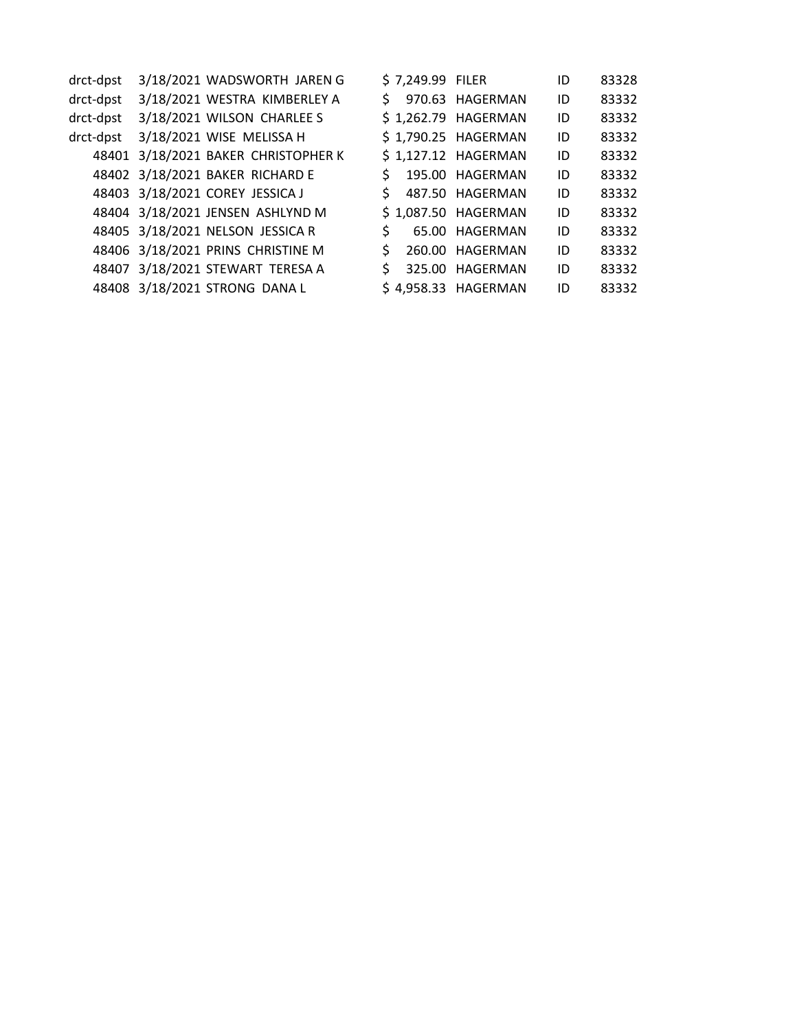| | | | | | | |
|---|---|---|---|---|---|---|
| drct-dpst | 3/18/2021 | WADSWORTH JAREN G | $ 7,249.99 | FILER | ID | 83328 |
| drct-dpst | 3/18/2021 | WESTRA KIMBERLEY A | $ 970.63 | HAGERMAN | ID | 83332 |
| drct-dpst | 3/18/2021 | WILSON CHARLEE S | $ 1,262.79 | HAGERMAN | ID | 83332 |
| drct-dpst | 3/18/2021 | WISE MELISSA H | $ 1,790.25 | HAGERMAN | ID | 83332 |
| 48401 | 3/18/2021 | BAKER CHRISTOPHER K | $ 1,127.12 | HAGERMAN | ID | 83332 |
| 48402 | 3/18/2021 | BAKER RICHARD E | $ 195.00 | HAGERMAN | ID | 83332 |
| 48403 | 3/18/2021 | COREY JESSICA J | $ 487.50 | HAGERMAN | ID | 83332 |
| 48404 | 3/18/2021 | JENSEN ASHLYND M | $ 1,087.50 | HAGERMAN | ID | 83332 |
| 48405 | 3/18/2021 | NELSON JESSICA R | $ 65.00 | HAGERMAN | ID | 83332 |
| 48406 | 3/18/2021 | PRINS CHRISTINE M | $ 260.00 | HAGERMAN | ID | 83332 |
| 48407 | 3/18/2021 | STEWART TERESA A | $ 325.00 | HAGERMAN | ID | 83332 |
| 48408 | 3/18/2021 | STRONG DANA L | $ 4,958.33 | HAGERMAN | ID | 83332 |